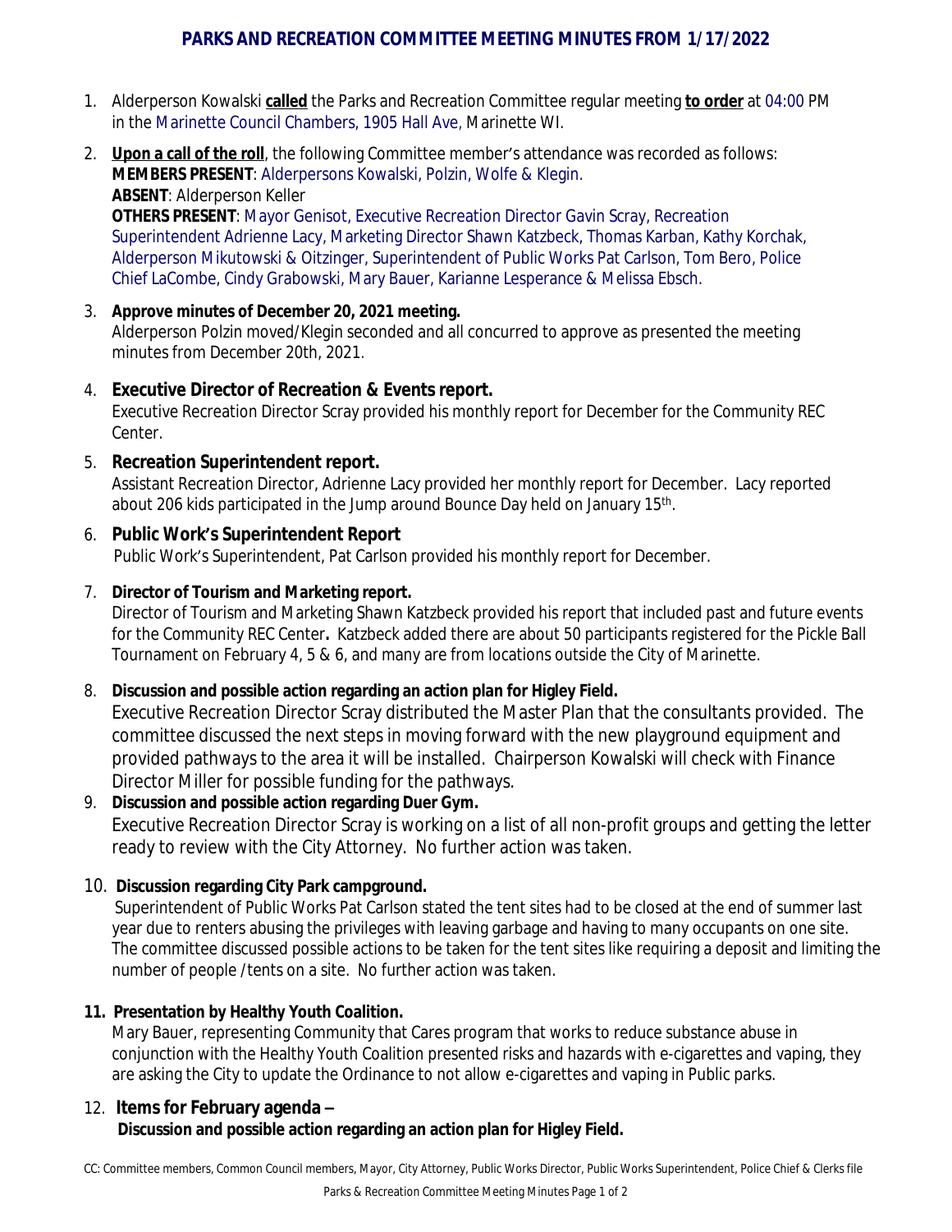# PARKS AND RECREATION COMMITTEE MEETING MINUTES FROM 1/17/2022

1. Alderperson Kowalski **called** the Parks and Recreation Committee regular meeting **to order** at 04:00 PM in the Marinette Council Chambers, 1905 Hall Ave, Marinette WI.

2. **Upon a call of the roll**, the following Committee member's attendance was recorded as follows:
   **MEMBERS PRESENT**: Alderpersons Kowalski, Polzin, Wolfe & Klegin.
   **ABSENT**: Alderperson Keller
   **OTHERS PRESENT**: Mayor Genisot, Executive Recreation Director Gavin Scray, Recreation Superintendent Adrienne Lacy, Marketing Director Shawn Katzbeck, Thomas Karban, Kathy Korchak, Alderperson Mikutowski & Oitzinger, Superintendent of Public Works Pat Carlson, Tom Bero, Police Chief LaCombe, Cindy Grabowski, Mary Bauer, Karianne Lesperance & Melissa Ebsch.

3. **Approve minutes of December 20, 2021 meeting.**
   Alderperson Polzin moved/Klegin seconded and all concurred to approve as presented the meeting minutes from December 20th, 2021.

4. **Executive Director of Recreation & Events report.**
   Executive Recreation Director Scray provided his monthly report for December for the Community REC Center.

5. **Recreation Superintendent report.**
   Assistant Recreation Director, Adrienne Lacy provided her monthly report for December. Lacy reported about 206 kids participated in the Jump around Bounce Day held on January 15th.

6. **Public Work's Superintendent Report**
   Public Work's Superintendent, Pat Carlson provided his monthly report for December.

7. **Director of Tourism and Marketing report.**
   Director of Tourism and Marketing Shawn Katzbeck provided his report that included past and future events for the Community REC Center**.** Katzbeck added there are about 50 participants registered for the Pickle Ball Tournament on February 4, 5 & 6, and many are from locations outside the City of Marinette.

8. **Discussion and possible action regarding an action plan for Higley Field.**
   Executive Recreation Director Scray distributed the Master Plan that the consultants provided. The committee discussed the next steps in moving forward with the new playground equipment and provided pathways to the area it will be installed. Chairperson Kowalski will check with Finance Director Miller for possible funding for the pathways.

9. **Discussion and possible action regarding Duer Gym.**
   Executive Recreation Director Scray is working on a list of all non-profit groups and getting the letter ready to review with the City Attorney. No further action was taken.

10. **Discussion regarding City Park campground.**
    Superintendent of Public Works Pat Carlson stated the tent sites had to be closed at the end of summer last year due to renters abusing the privileges with leaving garbage and having to many occupants on one site. The committee discussed possible actions to be taken for the tent sites like requiring a deposit and limiting the number of people /tents on a site. No further action was taken.

11. **Presentation by Healthy Youth Coalition.**
    Mary Bauer, representing Community that Cares program that works to reduce substance abuse in conjunction with the Healthy Youth Coalition presented risks and hazards with e-cigarettes and vaping, they are asking the City to update the Ordinance to not allow e-cigarettes and vaping in Public parks.

12. **Items for February agenda –**
    **Discussion and possible action regarding an action plan for Higley Field.**

CC: Committee members, Common Council members, Mayor, City Attorney, Public Works Director, Public Works Superintendent, Police Chief & Clerks file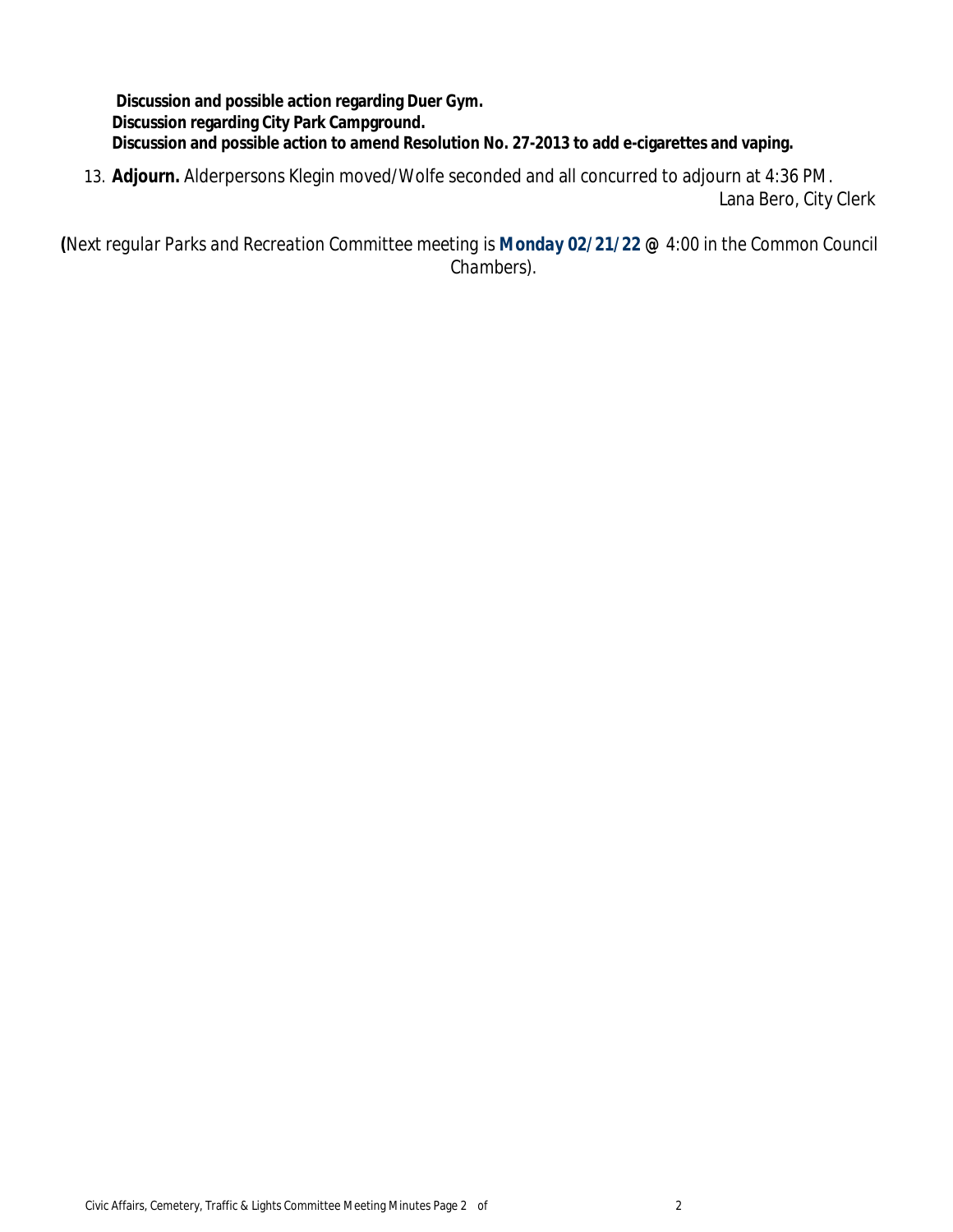**Discussion and possible action regarding Duer Gym.**
**Discussion regarding City Park Campground.**
**Discussion and possible action to amend Resolution No. 27-2013 to add e-cigarettes and vaping.**

13. **Adjourn.** Alderpersons Klegin moved/Wolfe seconded and all concurred to adjourn at 4:36 PM.

Lana Bero, City Clerk

*(Next regular Parks and Recreation Committee meeting is **Monday 02/21/22 @** 4:00 in the Common Council Chambers).*